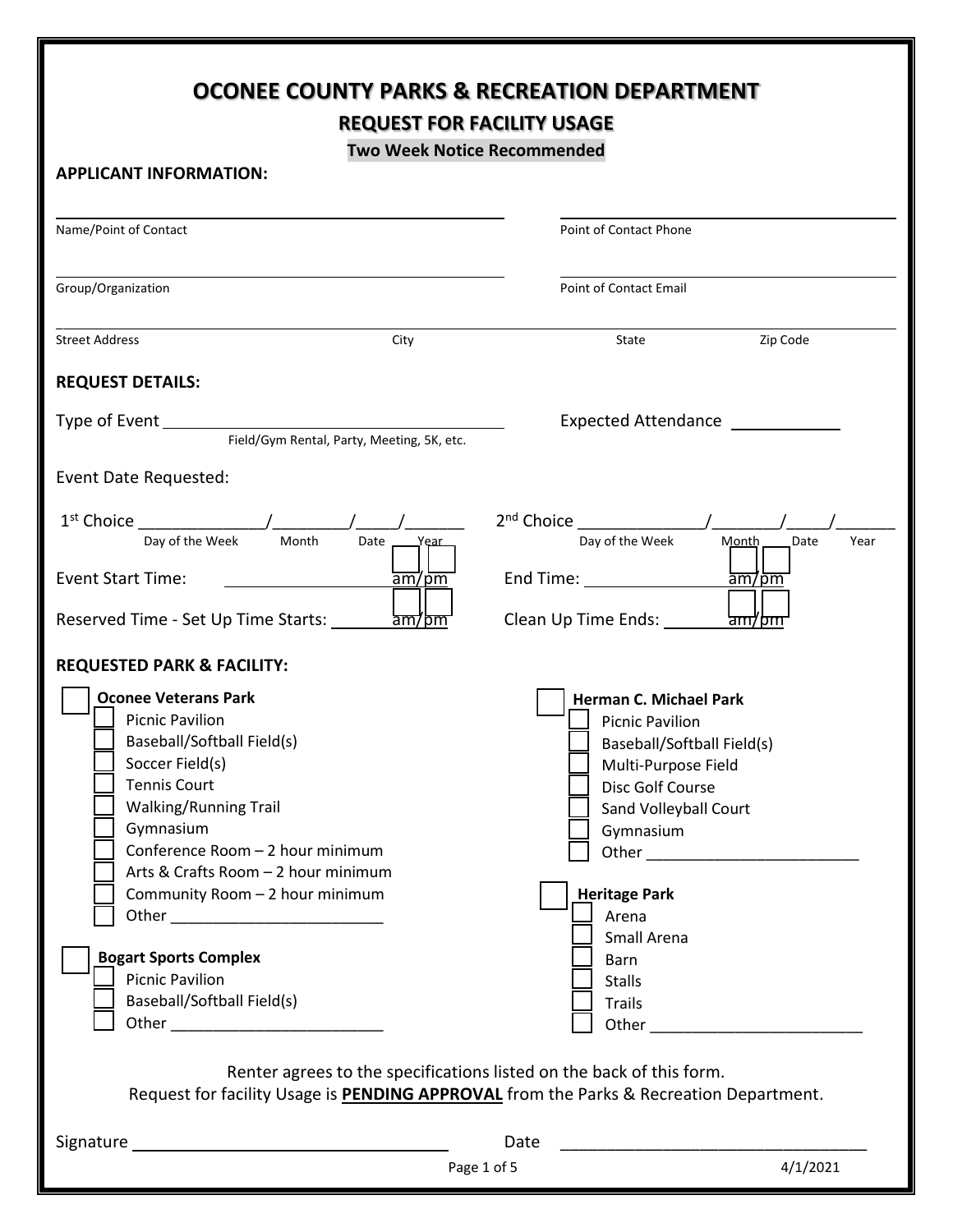# OCONEE COUNTY PARKS & RECREATION DEPARTMENT

## REQUEST FOR FACILITY USAGE

**Two Week Notice Recommended**

**APPLICANT INFORMATION:**

Name/Point of Contact ______________________ Point of Contact Phone ______________________

Group/Organization ______________________ Point of Contact Email ______________________

Street Address ______________ City ______________ State ______________ Zip Code ______________

**REQUEST DETAILS:**

Type of Event ______________________ (Field/Gym Rental, Party, Meeting, 5K, etc.)

Expected Attendance ____________

Event Date Requested:

1st Choice ______________/________/_____/_______ (Day of the Week / Month / Date / Year)

2nd Choice ______________/________/_____/_______ (Day of the Week / Month / Date / Year)

Event Start Time: ________________ ☐ am/ ☐ pm

End Time: ________________ ☐ am/ ☐ pm

Reserved Time - Set Up Time Starts: ________ ☐ am/ ☐ pm

Clean Up Time Ends: ________ ☐ am/ ☐ pm

**REQUESTED PARK & FACILITY:**

☐ **Oconee Veterans Park**
- ☐ Picnic Pavilion
- ☐ Baseball/Softball Field(s)
- ☐ Soccer Field(s)
- ☐ Tennis Court
- ☐ Walking/Running Trail
- ☐ Gymnasium
- ☐ Conference Room – 2 hour minimum
- ☐ Arts & Crafts Room – 2 hour minimum
- ☐ Community Room – 2 hour minimum
- ☐ Other ________________________

☐ **Bogart Sports Complex**
- ☐ Picnic Pavilion
- ☐ Baseball/Softball Field(s)
- ☐ Other ________________________

☐ **Herman C. Michael Park**
- ☐ Picnic Pavilion
- ☐ Baseball/Softball Field(s)
- ☐ Multi-Purpose Field
- ☐ Disc Golf Course
- ☐ Sand Volleyball Court
- ☐ Gymnasium
- ☐ Other ________________________

☐ **Heritage Park**
- ☐ Arena
- ☐ Small Arena
- ☐ Barn
- ☐ Stalls
- ☐ Trails
- ☐ Other ________________________

Renter agrees to the specifications listed on the back of this form.
Request for facility Usage is **PENDING APPROVAL** from the Parks & Recreation Department.

Signature ______________________ Date ______________________

4/1/2021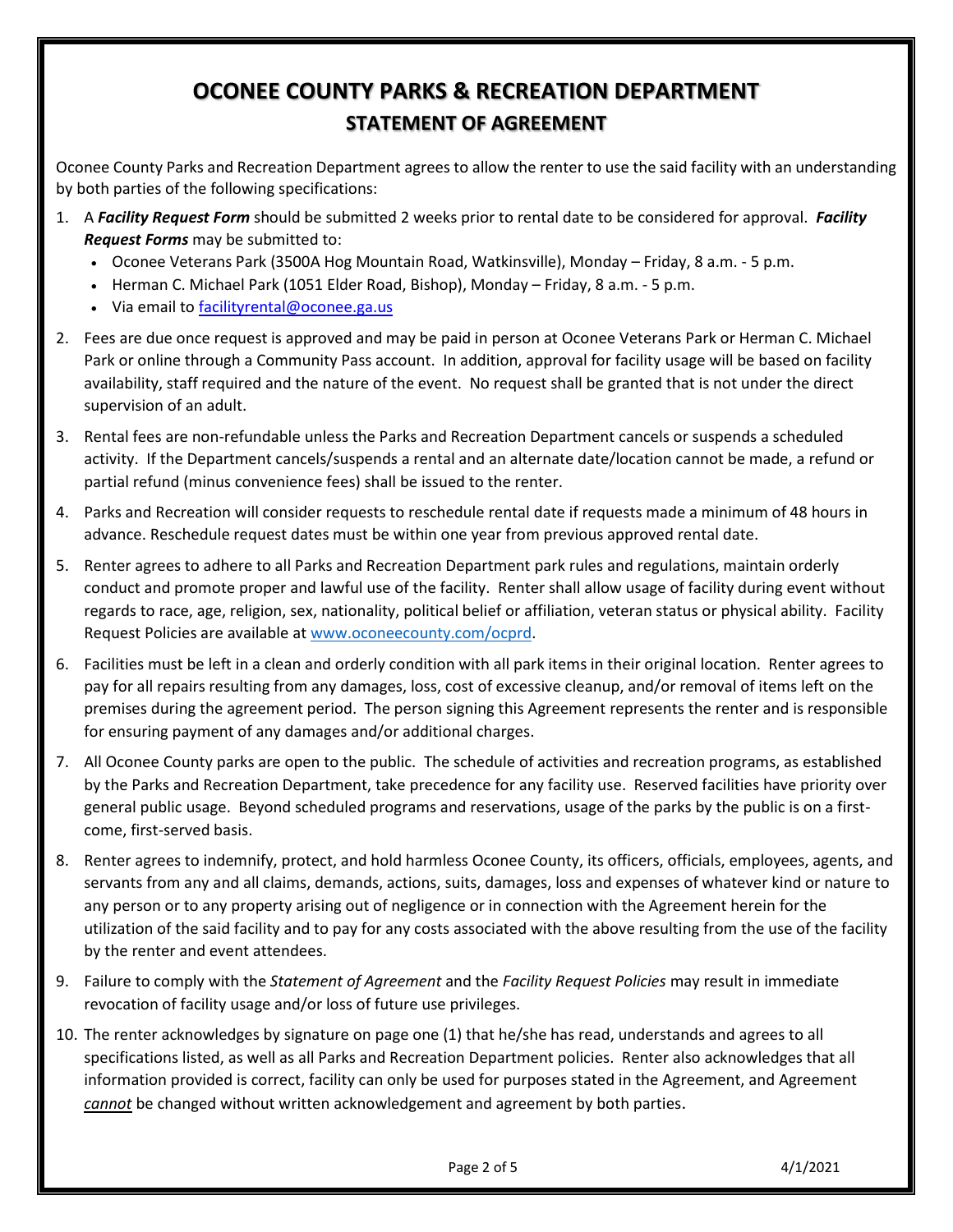# OCONEE COUNTY PARKS & RECREATION DEPARTMENT

## STATEMENT OF AGREEMENT

Oconee County Parks and Recreation Department agrees to allow the renter to use the said facility with an understanding by both parties of the following specifications:

1. A ***Facility Request Form*** should be submitted 2 weeks prior to rental date to be considered for approval. ***Facility Request Forms*** may be submitted to:
   - Oconee Veterans Park (3500A Hog Mountain Road, Watkinsville), Monday – Friday, 8 a.m. - 5 p.m.
   - Herman C. Michael Park (1051 Elder Road, Bishop), Monday – Friday, 8 a.m. - 5 p.m.
   - Via email to [facilityrental@oconee.ga.us](mailto:facilityrental@oconee.ga.us)
2. Fees are due once request is approved and may be paid in person at Oconee Veterans Park or Herman C. Michael Park or online through a Community Pass account. In addition, approval for facility usage will be based on facility availability, staff required and the nature of the event. No request shall be granted that is not under the direct supervision of an adult.
3. Rental fees are non-refundable unless the Parks and Recreation Department cancels or suspends a scheduled activity. If the Department cancels/suspends a rental and an alternate date/location cannot be made, a refund or partial refund (minus convenience fees) shall be issued to the renter.
4. Parks and Recreation will consider requests to reschedule rental date if requests made a minimum of 48 hours in advance. Reschedule request dates must be within one year from previous approved rental date.
5. Renter agrees to adhere to all Parks and Recreation Department park rules and regulations, maintain orderly conduct and promote proper and lawful use of the facility. Renter shall allow usage of facility during event without regards to race, age, religion, sex, nationality, political belief or affiliation, veteran status or physical ability. Facility Request Policies are available at [www.oconeecounty.com/ocprd](http://www.oconeecounty.com/ocprd).
6. Facilities must be left in a clean and orderly condition with all park items in their original location. Renter agrees to pay for all repairs resulting from any damages, loss, cost of excessive cleanup, and/or removal of items left on the premises during the agreement period. The person signing this Agreement represents the renter and is responsible for ensuring payment of any damages and/or additional charges.
7. All Oconee County parks are open to the public. The schedule of activities and recreation programs, as established by the Parks and Recreation Department, take precedence for any facility use. Reserved facilities have priority over general public usage. Beyond scheduled programs and reservations, usage of the parks by the public is on a first-come, first-served basis.
8. Renter agrees to indemnify, protect, and hold harmless Oconee County, its officers, officials, employees, agents, and servants from any and all claims, demands, actions, suits, damages, loss and expenses of whatever kind or nature to any person or to any property arising out of negligence or in connection with the Agreement herein for the utilization of the said facility and to pay for any costs associated with the above resulting from the use of the facility by the renter and event attendees.
9. Failure to comply with the *Statement of Agreement* and the *Facility Request Policies* may result in immediate revocation of facility usage and/or loss of future use privileges.
10. The renter acknowledges by signature on page one (1) that he/she has read, understands and agrees to all specifications listed, as well as all Parks and Recreation Department policies. Renter also acknowledges that all information provided is correct, facility can only be used for purposes stated in the Agreement, and Agreement ***cannot*** be changed without written acknowledgement and agreement by both parties.

4/1/2021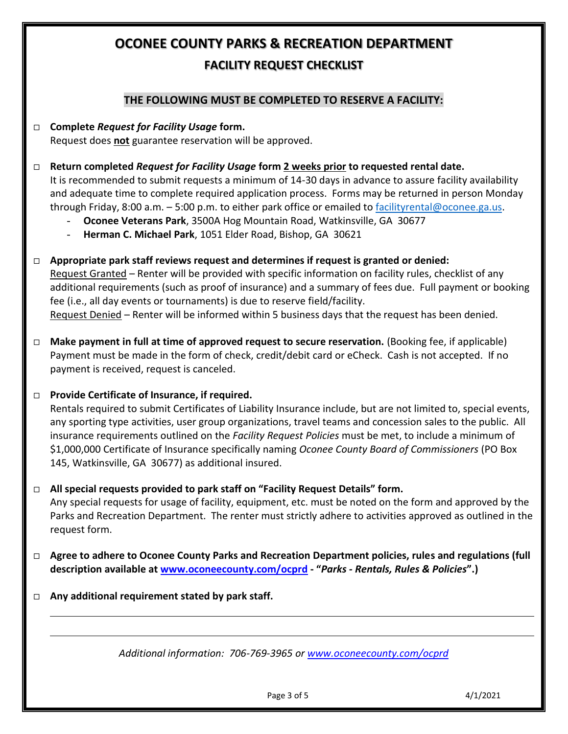# OCONEE COUNTY PARKS & RECREATION DEPARTMENT

## FACILITY REQUEST CHECKLIST

### THE FOLLOWING MUST BE COMPLETED TO RESERVE A FACILITY:

- □ **Complete *Request for Facility Usage* form.**
  Request does **not** guarantee reservation will be approved.

- □ **Return completed *Request for Facility Usage* form 2 weeks prior to requested rental date.**
  It is recommended to submit requests a minimum of 14-30 days in advance to assure facility availability and adequate time to complete required application process. Forms may be returned in person Monday through Friday, 8:00 a.m. – 5:00 p.m. to either park office or emailed to facilityrental@oconee.ga.us.
  - **Oconee Veterans Park**, 3500A Hog Mountain Road, Watkinsville, GA 30677
  - **Herman C. Michael Park**, 1051 Elder Road, Bishop, GA 30621

- □ **Appropriate park staff reviews request and determines if request is granted or denied:**
  Request Granted – Renter will be provided with specific information on facility rules, checklist of any additional requirements (such as proof of insurance) and a summary of fees due. Full payment or booking fee (i.e., all day events or tournaments) is due to reserve field/facility.
  Request Denied – Renter will be informed within 5 business days that the request has been denied.

- □ **Make payment in full at time of approved request to secure reservation.** (Booking fee, if applicable)
  Payment must be made in the form of check, credit/debit card or eCheck. Cash is not accepted. If no payment is received, request is canceled.

- □ **Provide Certificate of Insurance, if required.**
  Rentals required to submit Certificates of Liability Insurance include, but are not limited to, special events, any sporting type activities, user group organizations, travel teams and concession sales to the public. All insurance requirements outlined on the *Facility Request Policies* must be met, to include a minimum of $1,000,000 Certificate of Insurance specifically naming *Oconee County Board of Commissioners* (PO Box 145, Watkinsville, GA 30677) as additional insured.

- □ **All special requests provided to park staff on "Facility Request Details" form.**
  Any special requests for usage of facility, equipment, etc. must be noted on the form and approved by the Parks and Recreation Department. The renter must strictly adhere to activities approved as outlined in the request form.

- □ **Agree to adhere to Oconee County Parks and Recreation Department policies, rules and regulations (full description available at www.oconeecounty.com/ocprd - "*Parks - Rentals, Rules & Policies*".)**

- □ **Any additional requirement stated by park staff.**

---

---

*Additional information: 706-769-3965 or www.oconeecounty.com/ocprd*

4/1/2021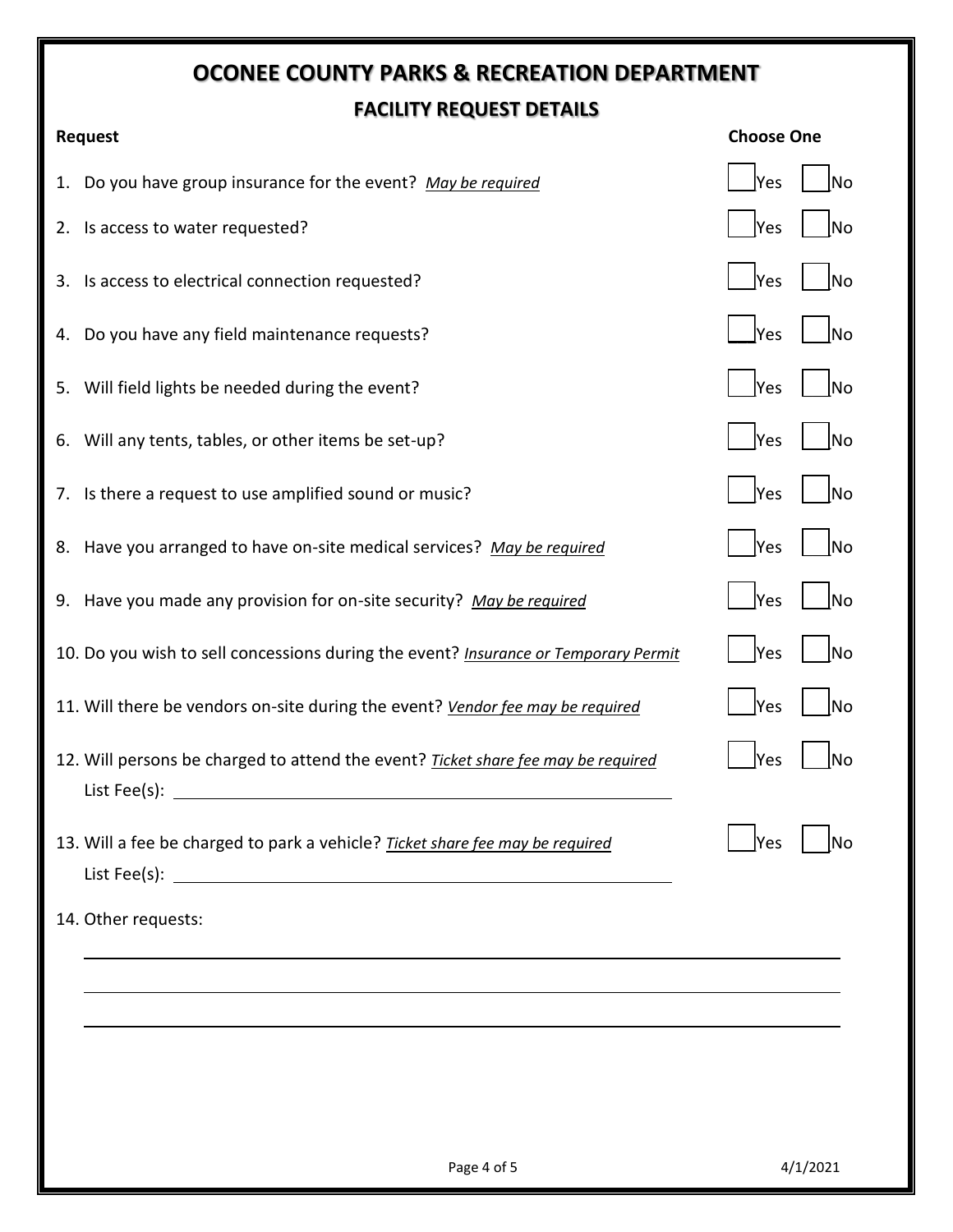# OCONEE COUNTY PARKS & RECREATION DEPARTMENT

## FACILITY REQUEST DETAILS

| Request | Choose One |
|---|---|
| 1. Do you have group insurance for the event? *May be required* | ☐ Yes ☐ No |
| 2. Is access to water requested? | ☐ Yes ☐ No |
| 3. Is access to electrical connection requested? | ☐ Yes ☐ No |
| 4. Do you have any field maintenance requests? | ☐ Yes ☐ No |
| 5. Will field lights be needed during the event? | ☐ Yes ☐ No |
| 6. Will any tents, tables, or other items be set-up? | ☐ Yes ☐ No |
| 7. Is there a request to use amplified sound or music? | ☐ Yes ☐ No |
| 8. Have you arranged to have on-site medical services? *May be required* | ☐ Yes ☐ No |
| 9. Have you made any provision for on-site security? *May be required* | ☐ Yes ☐ No |
| 10. Do you wish to sell concessions during the event? *Insurance or Temporary Permit* | ☐ Yes ☐ No |
| 11. Will there be vendors on-site during the event? *Vendor fee may be required* | ☐ Yes ☐ No |
| 12. Will persons be charged to attend the event? *Ticket share fee may be required*<br>List Fee(s): ______________________________ | ☐ Yes ☐ No |
| 13. Will a fee be charged to park a vehicle? *Ticket share fee may be required*<br>List Fee(s): ______________________________ | ☐ Yes ☐ No |

14. Other requests:

______________________________________________________________________

______________________________________________________________________

______________________________________________________________________

4/1/2021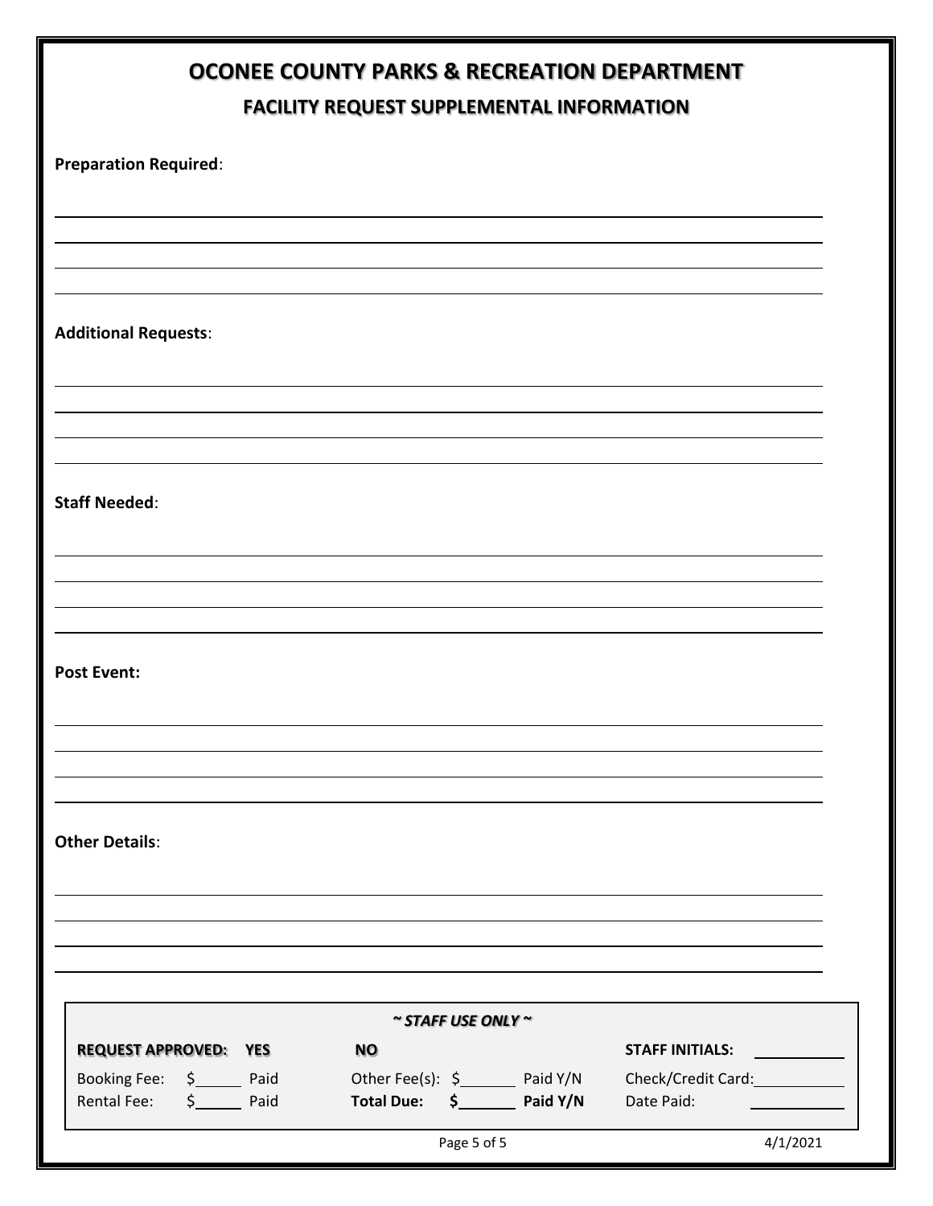# OCONEE COUNTY PARKS & RECREATION DEPARTMENT

## FACILITY REQUEST SUPPLEMENTAL INFORMATION

**Preparation Required**:

\_\_\_\_\_\_\_\_\_\_\_\_\_\_\_\_\_\_\_\_\_\_\_\_\_\_\_\_\_\_\_\_\_\_\_\_\_\_\_\_\_\_\_\_\_\_\_\_\_\_\_\_\_\_\_\_\_\_\_\_\_\_\_\_\_\_\_\_\_\_\_\_\_\_\_\_\_\_

\_\_\_\_\_\_\_\_\_\_\_\_\_\_\_\_\_\_\_\_\_\_\_\_\_\_\_\_\_\_\_\_\_\_\_\_\_\_\_\_\_\_\_\_\_\_\_\_\_\_\_\_\_\_\_\_\_\_\_\_\_\_\_\_\_\_\_\_\_\_\_\_\_\_\_\_\_\_

\_\_\_\_\_\_\_\_\_\_\_\_\_\_\_\_\_\_\_\_\_\_\_\_\_\_\_\_\_\_\_\_\_\_\_\_\_\_\_\_\_\_\_\_\_\_\_\_\_\_\_\_\_\_\_\_\_\_\_\_\_\_\_\_\_\_\_\_\_\_\_\_\_\_\_\_\_\_

\_\_\_\_\_\_\_\_\_\_\_\_\_\_\_\_\_\_\_\_\_\_\_\_\_\_\_\_\_\_\_\_\_\_\_\_\_\_\_\_\_\_\_\_\_\_\_\_\_\_\_\_\_\_\_\_\_\_\_\_\_\_\_\_\_\_\_\_\_\_\_\_\_\_\_\_\_\_

**Additional Requests**:

\_\_\_\_\_\_\_\_\_\_\_\_\_\_\_\_\_\_\_\_\_\_\_\_\_\_\_\_\_\_\_\_\_\_\_\_\_\_\_\_\_\_\_\_\_\_\_\_\_\_\_\_\_\_\_\_\_\_\_\_\_\_\_\_\_\_\_\_\_\_\_\_\_\_\_\_\_\_

\_\_\_\_\_\_\_\_\_\_\_\_\_\_\_\_\_\_\_\_\_\_\_\_\_\_\_\_\_\_\_\_\_\_\_\_\_\_\_\_\_\_\_\_\_\_\_\_\_\_\_\_\_\_\_\_\_\_\_\_\_\_\_\_\_\_\_\_\_\_\_\_\_\_\_\_\_\_

\_\_\_\_\_\_\_\_\_\_\_\_\_\_\_\_\_\_\_\_\_\_\_\_\_\_\_\_\_\_\_\_\_\_\_\_\_\_\_\_\_\_\_\_\_\_\_\_\_\_\_\_\_\_\_\_\_\_\_\_\_\_\_\_\_\_\_\_\_\_\_\_\_\_\_\_\_\_

\_\_\_\_\_\_\_\_\_\_\_\_\_\_\_\_\_\_\_\_\_\_\_\_\_\_\_\_\_\_\_\_\_\_\_\_\_\_\_\_\_\_\_\_\_\_\_\_\_\_\_\_\_\_\_\_\_\_\_\_\_\_\_\_\_\_\_\_\_\_\_\_\_\_\_\_\_\_

**Staff Needed**:

\_\_\_\_\_\_\_\_\_\_\_\_\_\_\_\_\_\_\_\_\_\_\_\_\_\_\_\_\_\_\_\_\_\_\_\_\_\_\_\_\_\_\_\_\_\_\_\_\_\_\_\_\_\_\_\_\_\_\_\_\_\_\_\_\_\_\_\_\_\_\_\_\_\_\_\_\_\_

\_\_\_\_\_\_\_\_\_\_\_\_\_\_\_\_\_\_\_\_\_\_\_\_\_\_\_\_\_\_\_\_\_\_\_\_\_\_\_\_\_\_\_\_\_\_\_\_\_\_\_\_\_\_\_\_\_\_\_\_\_\_\_\_\_\_\_\_\_\_\_\_\_\_\_\_\_\_

\_\_\_\_\_\_\_\_\_\_\_\_\_\_\_\_\_\_\_\_\_\_\_\_\_\_\_\_\_\_\_\_\_\_\_\_\_\_\_\_\_\_\_\_\_\_\_\_\_\_\_\_\_\_\_\_\_\_\_\_\_\_\_\_\_\_\_\_\_\_\_\_\_\_\_\_\_\_

\_\_\_\_\_\_\_\_\_\_\_\_\_\_\_\_\_\_\_\_\_\_\_\_\_\_\_\_\_\_\_\_\_\_\_\_\_\_\_\_\_\_\_\_\_\_\_\_\_\_\_\_\_\_\_\_\_\_\_\_\_\_\_\_\_\_\_\_\_\_\_\_\_\_\_\_\_\_

**Post Event:**

\_\_\_\_\_\_\_\_\_\_\_\_\_\_\_\_\_\_\_\_\_\_\_\_\_\_\_\_\_\_\_\_\_\_\_\_\_\_\_\_\_\_\_\_\_\_\_\_\_\_\_\_\_\_\_\_\_\_\_\_\_\_\_\_\_\_\_\_\_\_\_\_\_\_\_\_\_\_

\_\_\_\_\_\_\_\_\_\_\_\_\_\_\_\_\_\_\_\_\_\_\_\_\_\_\_\_\_\_\_\_\_\_\_\_\_\_\_\_\_\_\_\_\_\_\_\_\_\_\_\_\_\_\_\_\_\_\_\_\_\_\_\_\_\_\_\_\_\_\_\_\_\_\_\_\_\_

\_\_\_\_\_\_\_\_\_\_\_\_\_\_\_\_\_\_\_\_\_\_\_\_\_\_\_\_\_\_\_\_\_\_\_\_\_\_\_\_\_\_\_\_\_\_\_\_\_\_\_\_\_\_\_\_\_\_\_\_\_\_\_\_\_\_\_\_\_\_\_\_\_\_\_\_\_\_

\_\_\_\_\_\_\_\_\_\_\_\_\_\_\_\_\_\_\_\_\_\_\_\_\_\_\_\_\_\_\_\_\_\_\_\_\_\_\_\_\_\_\_\_\_\_\_\_\_\_\_\_\_\_\_\_\_\_\_\_\_\_\_\_\_\_\_\_\_\_\_\_\_\_\_\_\_\_

**Other Details**:

\_\_\_\_\_\_\_\_\_\_\_\_\_\_\_\_\_\_\_\_\_\_\_\_\_\_\_\_\_\_\_\_\_\_\_\_\_\_\_\_\_\_\_\_\_\_\_\_\_\_\_\_\_\_\_\_\_\_\_\_\_\_\_\_\_\_\_\_\_\_\_\_\_\_\_\_\_\_

\_\_\_\_\_\_\_\_\_\_\_\_\_\_\_\_\_\_\_\_\_\_\_\_\_\_\_\_\_\_\_\_\_\_\_\_\_\_\_\_\_\_\_\_\_\_\_\_\_\_\_\_\_\_\_\_\_\_\_\_\_\_\_\_\_\_\_\_\_\_\_\_\_\_\_\_\_\_

\_\_\_\_\_\_\_\_\_\_\_\_\_\_\_\_\_\_\_\_\_\_\_\_\_\_\_\_\_\_\_\_\_\_\_\_\_\_\_\_\_\_\_\_\_\_\_\_\_\_\_\_\_\_\_\_\_\_\_\_\_\_\_\_\_\_\_\_\_\_\_\_\_\_\_\_\_\_

\_\_\_\_\_\_\_\_\_\_\_\_\_\_\_\_\_\_\_\_\_\_\_\_\_\_\_\_\_\_\_\_\_\_\_\_\_\_\_\_\_\_\_\_\_\_\_\_\_\_\_\_\_\_\_\_\_\_\_\_\_\_\_\_\_\_\_\_\_\_\_\_\_\_\_\_\_\_

***~ STAFF USE ONLY ~***

| | | | |
|---|---|---|---|
| **REQUEST APPROVED: YES** | **NO** | | **STAFF INITIALS:** \_\_\_\_\_\_\_\_ |
| Booking Fee: $\_\_\_\_\_ Paid | Other Fee(s): $\_\_\_\_\_\_ Paid Y/N | | Check/Credit Card: \_\_\_\_\_\_\_\_ |
| Rental Fee: $\_\_\_\_\_ Paid | **Total Due: $\_\_\_\_\_\_ Paid Y/N** | | Date Paid: \_\_\_\_\_\_\_\_ |

4/1/2021